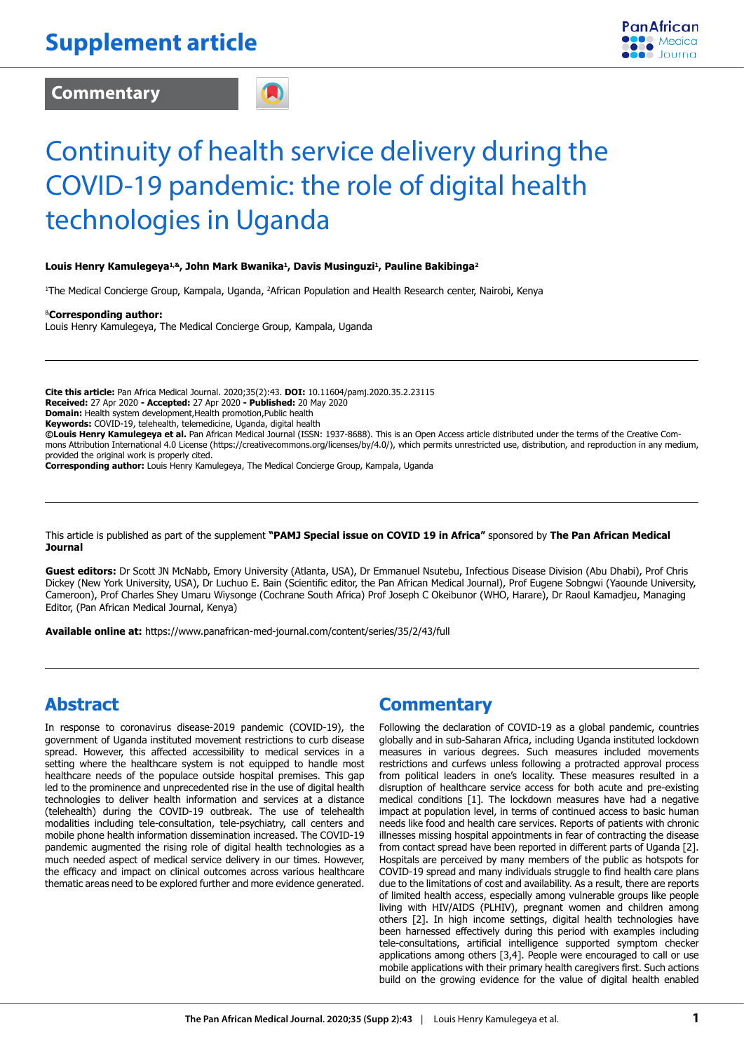# Supplement article

**Commentary**

# Continuity of health service delivery during the COVID-19 pandemic: the role of digital health technologies in Uganda

**Louis Henry Kamulegeya[1,&], John Mark Bwanika[1], Davis Musinguzi[1], Pauline Bakibinga[2]**

[1]The Medical Concierge Group, Kampala, Uganda, [2]African Population and Health Research center, Nairobi, Kenya

[&]**Corresponding author:**
Louis Henry Kamulegeya, The Medical Concierge Group, Kampala, Uganda

---

**Cite this article:** Pan Africa Medical Journal. 2020;35(2):43. **DOI:** 10.11604/pamj.2020.35.2.23115
**Received:** 27 Apr 2020 **- Accepted:** 27 Apr 2020 **- Published:** 20 May 2020
**Domain:** Health system development,Health promotion,Public health
**Keywords:** COVID-19, telehealth, telemedicine, Uganda, digital health
**©Louis Henry Kamulegeya et al.** Pan African Medical Journal (ISSN: 1937-8688). This is an Open Access article distributed under the terms of the Creative Commons Attribution International 4.0 License (https://creativecommons.org/licenses/by/4.0/), which permits unrestricted use, distribution, and reproduction in any medium, provided the original work is properly cited.
**Corresponding author:** Louis Henry Kamulegeya, The Medical Concierge Group, Kampala, Uganda

---

This article is published as part of the supplement **"PAMJ Special issue on COVID 19 in Africa"** sponsored by **The Pan African Medical Journal**

**Guest editors:** Dr Scott JN McNabb, Emory University (Atlanta, USA), Dr Emmanuel Nsutebu, Infectious Disease Division (Abu Dhabi), Prof Chris Dickey (New York University, USA), Dr Luchuo E. Bain (Scientific editor, the Pan African Medical Journal), Prof Eugene Sobngwi (Yaounde University, Cameroon), Prof Charles Shey Umaru Wiysonge (Cochrane South Africa) Prof Joseph C Okeibunor (WHO, Harare), Dr Raoul Kamadjeu, Managing Editor, (Pan African Medical Journal, Kenya)

**Available online at:** https://www.panafrican-med-journal.com/content/series/35/2/43/full

---

## Abstract

In response to coronavirus disease-2019 pandemic (COVID-19), the government of Uganda instituted movement restrictions to curb disease spread. However, this affected accessibility to medical services in a setting where the healthcare system is not equipped to handle most healthcare needs of the populace outside hospital premises. This gap led to the prominence and unprecedented rise in the use of digital health technologies to deliver health information and services at a distance (telehealth) during the COVID-19 outbreak. The use of telehealth modalities including tele-consultation, tele-psychiatry, call centers and mobile phone health information dissemination increased. The COVID-19 pandemic augmented the rising role of digital health technologies as a much needed aspect of medical service delivery in our times. However, the efficacy and impact on clinical outcomes across various healthcare thematic areas need to be explored further and more evidence generated.

## Commentary

Following the declaration of COVID-19 as a global pandemic, countries globally and in sub-Saharan Africa, including Uganda instituted lockdown measures in various degrees. Such measures included movements restrictions and curfews unless following a protracted approval process from political leaders in one's locality. These measures resulted in a disruption of healthcare service access for both acute and pre-existing medical conditions [1]. The lockdown measures have had a negative impact at population level, in terms of continued access to basic human needs like food and health care services. Reports of patients with chronic illnesses missing hospital appointments in fear of contracting the disease from contact spread have been reported in different parts of Uganda [2]. Hospitals are perceived by many members of the public as hotspots for COVID-19 spread and many individuals struggle to find health care plans due to the limitations of cost and availability. As a result, there are reports of limited health access, especially among vulnerable groups like people living with HIV/AIDS (PLHIV), pregnant women and children among others [2]. In high income settings, digital health technologies have been harnessed effectively during this period with examples including tele-consultations, artificial intelligence supported symptom checker applications among others [3,4]. People were encouraged to call or use mobile applications with their primary health caregivers first. Such actions build on the growing evidence for the value of digital health enabled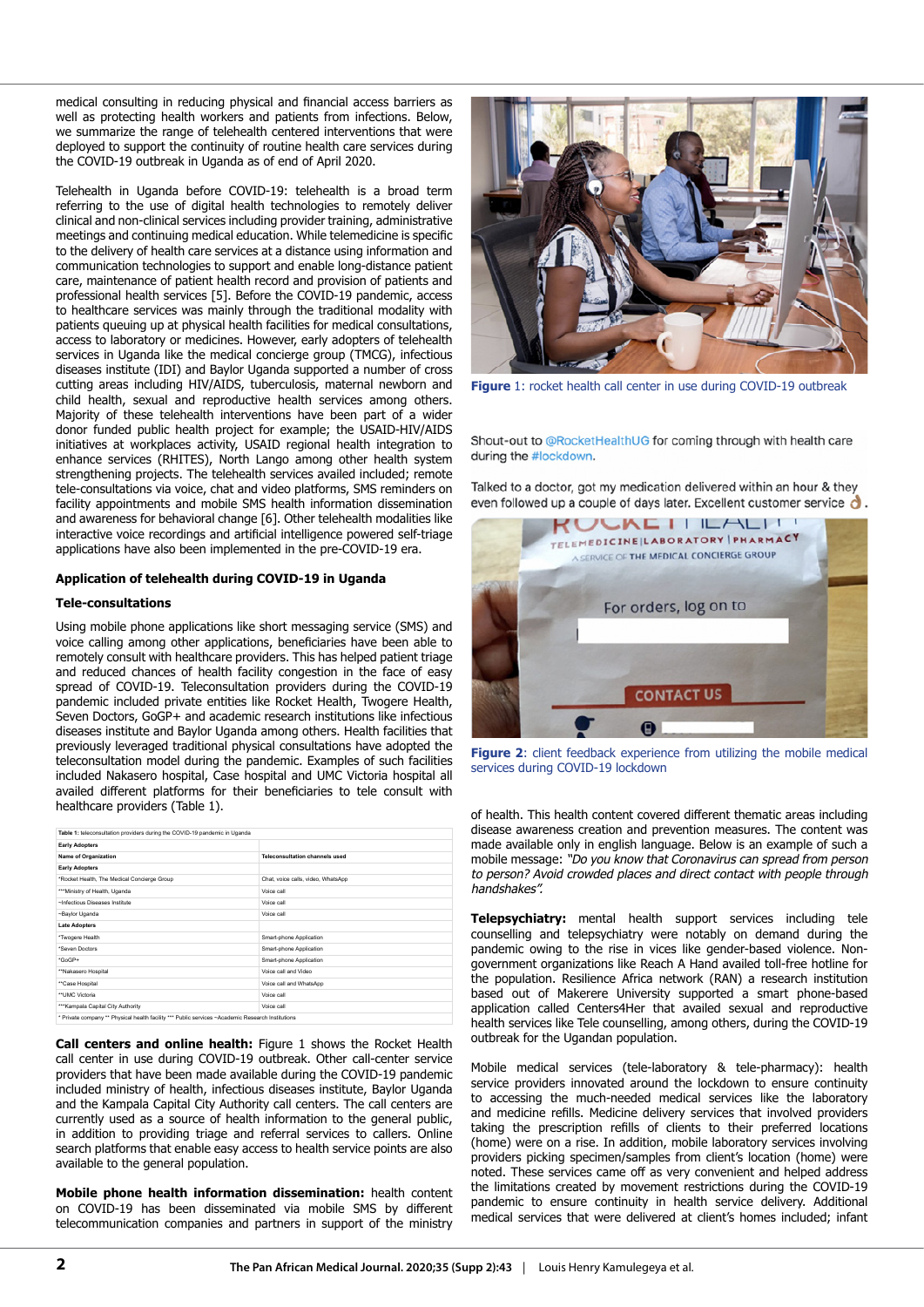medical consulting in reducing physical and financial access barriers as well as protecting health workers and patients from infections. Below, we summarize the range of telehealth centered interventions that were deployed to support the continuity of routine health care services during the COVID-19 outbreak in Uganda as of end of April 2020.

Telehealth in Uganda before COVID-19: telehealth is a broad term referring to the use of digital health technologies to remotely deliver clinical and non-clinical services including provider training, administrative meetings and continuing medical education. While telemedicine is specific to the delivery of health care services at a distance using information and communication technologies to support and enable long-distance patient care, maintenance of patient health record and provision of patients and professional health services [5]. Before the COVID-19 pandemic, access to healthcare services was mainly through the traditional modality with patients queuing up at physical health facilities for medical consultations, access to laboratory or medicines. However, early adopters of telehealth services in Uganda like the medical concierge group (TMCG), infectious diseases institute (IDI) and Baylor Uganda supported a number of cross cutting areas including HIV/AIDS, tuberculosis, maternal newborn and child health, sexual and reproductive health services among others. Majority of these telehealth interventions have been part of a wider donor funded public health project for example; the USAID-HIV/AIDS initiatives at workplaces activity, USAID regional health integration to enhance services (RHITES), North Lango among other health system strengthening projects. The telehealth services availed included; remote tele-consultations via voice, chat and video platforms, SMS reminders on facility appointments and mobile SMS health information dissemination and awareness for behavioral change [6]. Other telehealth modalities like interactive voice recordings and artificial intelligence powered self-triage applications have also been implemented in the pre-COVID-19 era.

## Application of telehealth during COVID-19 in Uganda

### Tele-consultations

Using mobile phone applications like short messaging service (SMS) and voice calling among other applications, beneficiaries have been able to remotely consult with healthcare providers. This has helped patient triage and reduced chances of health facility congestion in the face of easy spread of COVID-19. Teleconsultation providers during the COVID-19 pandemic included private entities like Rocket Health, Twogere Health, Seven Doctors, GoGP+ and academic research institutions like infectious diseases institute and Baylor Uganda among others. Health facilities that previously leveraged traditional physical consultations have adopted the teleconsultation model during the pandemic. Examples of such facilities included Nakasero hospital, Case hospital and UMC Victoria hospital all availed different platforms for their beneficiaries to tele consult with healthcare providers (Table 1).

Table 1: teleconsultation providers during the COVID-19 pandemic in Uganda

| Early Adopters | |
|---|---|
| **Name of Organization** | **Teleconsultation channels used** |
| **Early Adopters** | |
| *Rocket Health, The Medical Concierge Group | Chat, voice calls, video, WhatsApp |
| ***Ministry of Health, Uganda | Voice call |
| ~Infectious Diseases Institute | Voice call |
| ~Baylor Uganda | Voice call |
| **Late Adopters** | |
| *Twogere Health | Smart-phone Application |
| *Seven Doctors | Smart-phone Application |
| *GoGP+ | Smart-phone Application |
| **Nakasero Hospital | Voice call and Video |
| **Case Hospital | Voice call and WhatsApp |
| **UMC Victoria | Voice call |
| ***Kampala Capital City Authority | Voice call |

* Private company ** Physical health facility *** Public services ~Academic Research Institutions

**Call centers and online health:** Figure 1 shows the Rocket Health call center in use during COVID-19 outbreak. Other call-center service providers that have been made available during the COVID-19 pandemic included ministry of health, infectious diseases institute, Baylor Uganda and the Kampala Capital City Authority call centers. The call centers are currently used as a source of health information to the general public, in addition to providing triage and referral services to callers. Online search platforms that enable easy access to health service points are also available to the general population.

**Mobile phone health information dissemination:** health content on COVID-19 has been disseminated via mobile SMS by different telecommunication companies and partners in support of the ministry of health. This health content covered different thematic areas including disease awareness creation and prevention measures. The content was made available only in english language. Below is an example of such a mobile message: *"Do you know that Coronavirus can spread from person to person? Avoid crowded places and direct contact with people through handshakes".*

**Figure 1**: rocket health call center in use during COVID-19 outbreak

Shout-out to @RocketHealthUG for coming through with health care during the #lockdown.

Talked to a doctor, got my medication delivered within an hour & they even followed up a couple of days later. Excellent customer service.

**Figure 2**: client feedback experience from utilizing the mobile medical services during COVID-19 lockdown

**Telepsychiatry:** mental health support services including tele counselling and telepsychiatry were notably on demand during the pandemic owing to the rise in vices like gender-based violence. Non-government organizations like Reach A Hand availed toll-free hotline for the population. Resilience Africa network (RAN) a research institution based out of Makerere University supported a smart phone-based application called Centers4Her that availed sexual and reproductive health services like Tele counselling, among others, during the COVID-19 outbreak for the Ugandan population.

Mobile medical services (tele-laboratory & tele-pharmacy): health service providers innovated around the lockdown to ensure continuity to accessing the much-needed medical services like the laboratory and medicine refills. Medicine delivery services that involved providers taking the prescription refills of clients to their preferred locations (home) were on a rise. In addition, mobile laboratory services involving providers picking specimen/samples from client's location (home) were noted. These services came off as very convenient and helped address the limitations created by movement restrictions during the COVID-19 pandemic to ensure continuity in health service delivery. Additional medical services that were delivered at client's homes included; infant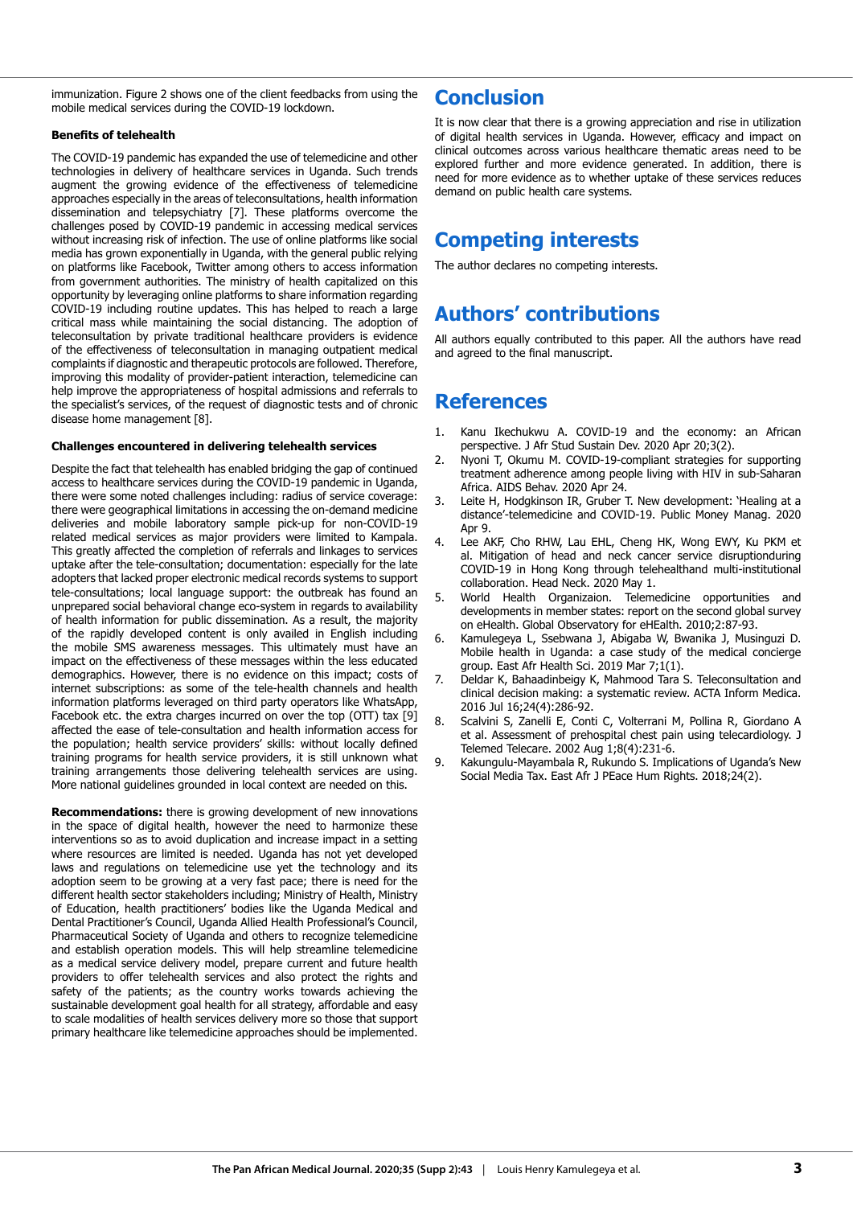immunization. Figure 2 shows one of the client feedbacks from using the mobile medical services during the COVID-19 lockdown.

**Benefits of telehealth**

The COVID-19 pandemic has expanded the use of telemedicine and other technologies in delivery of healthcare services in Uganda. Such trends augment the growing evidence of the effectiveness of telemedicine approaches especially in the areas of teleconsultations, health information dissemination and telepsychiatry [7]. These platforms overcome the challenges posed by COVID-19 pandemic in accessing medical services without increasing risk of infection. The use of online platforms like social media has grown exponentially in Uganda, with the general public relying on platforms like Facebook, Twitter among others to access information from government authorities. The ministry of health capitalized on this opportunity by leveraging online platforms to share information regarding COVID-19 including routine updates. This has helped to reach a large critical mass while maintaining the social distancing. The adoption of teleconsultation by private traditional healthcare providers is evidence of the effectiveness of teleconsultation in managing outpatient medical complaints if diagnostic and therapeutic protocols are followed. Therefore, improving this modality of provider-patient interaction, telemedicine can help improve the appropriateness of hospital admissions and referrals to the specialist's services, of the request of diagnostic tests and of chronic disease home management [8].

**Challenges encountered in delivering telehealth services**

Despite the fact that telehealth has enabled bridging the gap of continued access to healthcare services during the COVID-19 pandemic in Uganda, there were some noted challenges including: radius of service coverage: there were geographical limitations in accessing the on-demand medicine deliveries and mobile laboratory sample pick-up for non-COVID-19 related medical services as major providers were limited to Kampala. This greatly affected the completion of referrals and linkages to services uptake after the tele-consultation; documentation: especially for the late adopters that lacked proper electronic medical records systems to support tele-consultations; local language support: the outbreak has found an unprepared social behavioral change eco-system in regards to availability of health information for public dissemination. As a result, the majority of the rapidly developed content is only availed in English including the mobile SMS awareness messages. This ultimately must have an impact on the effectiveness of these messages within the less educated demographics. However, there is no evidence on this impact; costs of internet subscriptions: as some of the tele-health channels and health information platforms leveraged on third party operators like WhatsApp, Facebook etc. the extra charges incurred on over the top (OTT) tax [9] affected the ease of tele-consultation and health information access for the population; health service providers' skills: without locally defined training programs for health service providers, it is still unknown what training arrangements those delivering telehealth services are using. More national guidelines grounded in local context are needed on this.

**Recommendations:** there is growing development of new innovations in the space of digital health, however the need to harmonize these interventions so as to avoid duplication and increase impact in a setting where resources are limited is needed. Uganda has not yet developed laws and regulations on telemedicine use yet the technology and its adoption seem to be growing at a very fast pace; there is need for the different health sector stakeholders including; Ministry of Health, Ministry of Education, health practitioners' bodies like the Uganda Medical and Dental Practitioner's Council, Uganda Allied Health Professional's Council, Pharmaceutical Society of Uganda and others to recognize telemedicine and establish operation models. This will help streamline telemedicine as a medical service delivery model, prepare current and future health providers to offer telehealth services and also protect the rights and safety of the patients; as the country works towards achieving the sustainable development goal health for all strategy, affordable and easy to scale modalities of health services delivery more so those that support primary healthcare like telemedicine approaches should be implemented.

# Conclusion

It is now clear that there is a growing appreciation and rise in utilization of digital health services in Uganda. However, efficacy and impact on clinical outcomes across various healthcare thematic areas need to be explored further and more evidence generated. In addition, there is need for more evidence as to whether uptake of these services reduces demand on public health care systems.

# Competing interests

The author declares no competing interests.

# Authors' contributions

All authors equally contributed to this paper. All the authors have read and agreed to the final manuscript.

# References

1. Kanu Ikechukwu A. COVID-19 and the economy: an African perspective. J Afr Stud Sustain Dev. 2020 Apr 20;3(2).
2. Nyoni T, Okumu M. COVID-19-compliant strategies for supporting treatment adherence among people living with HIV in sub-Saharan Africa. AIDS Behav. 2020 Apr 24.
3. Leite H, Hodgkinson IR, Gruber T. New development: 'Healing at a distance'-telemedicine and COVID-19. Public Money Manag. 2020 Apr 9.
4. Lee AKF, Cho RHW, Lau EHL, Cheng HK, Wong EWY, Ku PKM et al. Mitigation of head and neck cancer service disruptionduring COVID-19 in Hong Kong through telehealthand multi-institutional collaboration. Head Neck. 2020 May 1.
5. World Health Organizaion. Telemedicine opportunities and developments in member states: report on the second global survey on eHealth. Global Observatory for eHEalth. 2010;2:87-93.
6. Kamulegeya L, Ssebwana J, Abigaba W, Bwanika J, Musinguzi D. Mobile health in Uganda: a case study of the medical concierge group. East Afr Health Sci. 2019 Mar 7;1(1).
7. Deldar K, Bahaadinbeigy K, Mahmood Tara S. Teleconsultation and clinical decision making: a systematic review. ACTA Inform Medica. 2016 Jul 16;24(4):286-92.
8. Scalvini S, Zanelli E, Conti C, Volterrani M, Pollina R, Giordano A et al. Assessment of prehospital chest pain using telecardiology. J Telemed Telecare. 2002 Aug 1;8(4):231-6.
9. Kakungulu-Mayambala R, Rukundo S. Implications of Uganda's New Social Media Tax. East Afr J PEace Hum Rights. 2018;24(2).